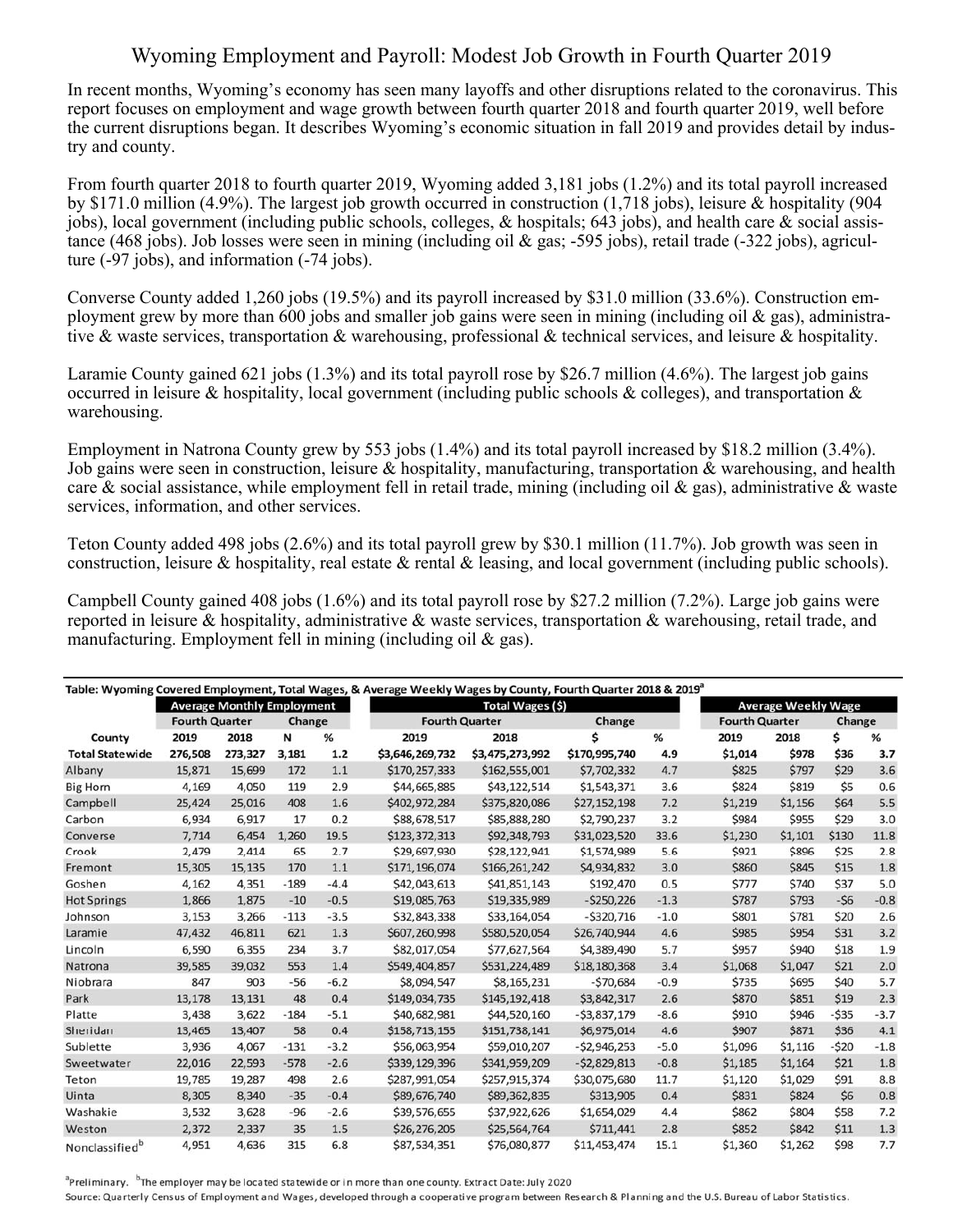# Wyoming Employment and Payroll: Modest Job Growth in Fourth Quarter 2019

In recent months, Wyoming's economy has seen many layoffs and other disruptions related to the coronavirus. This report focuses on employment and wage growth between fourth quarter 2018 and fourth quarter 2019, well before the current disruptions began. It describes Wyoming's economic situation in fall 2019 and provides detail by industry and county.

From fourth quarter 2018 to fourth quarter 2019, Wyoming added 3,181 jobs (1.2%) and its total payroll increased by $171.0 million (4.9%). The largest job growth occurred in construction (1,718 jobs), leisure & hospitality (904 jobs), local government (including public schools, colleges, & hospitals; 643 jobs), and health care & social assistance (468 jobs). Job losses were seen in mining (including oil & gas; -595 jobs), retail trade (-322 jobs), agriculture (-97 jobs), and information (-74 jobs).

Converse County added 1,260 jobs (19.5%) and its payroll increased by $31.0 million (33.6%). Construction employment grew by more than 600 jobs and smaller job gains were seen in mining (including oil & gas), administrative & waste services, transportation & warehousing, professional & technical services, and leisure & hospitality.

Laramie County gained 621 jobs (1.3%) and its total payroll rose by $26.7 million (4.6%). The largest job gains occurred in leisure & hospitality, local government (including public schools & colleges), and transportation & warehousing.

Employment in Natrona County grew by 553 jobs (1.4%) and its total payroll increased by $18.2 million (3.4%). Job gains were seen in construction, leisure & hospitality, manufacturing, transportation & warehousing, and health care & social assistance, while employment fell in retail trade, mining (including oil & gas), administrative & waste services, information, and other services.

Teton County added 498 jobs (2.6%) and its total payroll grew by $30.1 million (11.7%). Job growth was seen in construction, leisure & hospitality, real estate & rental & leasing, and local government (including public schools).

Campbell County gained 408 jobs (1.6%) and its total payroll rose by $27.2 million (7.2%). Large job gains were reported in leisure & hospitality, administrative & waste services, transportation & warehousing, retail trade, and manufacturing. Employment fell in mining (including oil & gas).

**Table: Wyoming Covered Employment, Total Wages, & Average Weekly Wages by County, Fourth Quarter 2018 & 2019[a]**

| | Average Monthly Employment | | | | Total Wages ($) | | | | Average Weekly Wage | | | |
|---|---|---|---|---|---|---|---|---|---|---|---|---|
| | Fourth Quarter | | Change | | Fourth Quarter | | Change | | Fourth Quarter | | Change | |
| County | 2019 | 2018 | N | % | 2019 | 2018 | $ | % | 2019 | 2018 | $ | % |
| **Total Statewide** | **276,508** | **273,327** | **3,181** | **1.2** | **$3,646,269,732** | **$3,475,273,992** | **$170,995,740** | **4.9** | **$1,014** | **$978** | **$36** | **3.7** |
| Albany | 15,871 | 15,699 | 172 | 1.1 | $170,257,333 | $162,555,001 | $7,702,332 | 4.7 | $825 | $797 | $29 | 3.6 |
| Big Horn | 4,169 | 4,050 | 119 | 2.9 | $44,665,885 | $43,122,514 | $1,543,371 | 3.6 | $824 | $819 | $5 | 0.6 |
| Campbell | 25,424 | 25,016 | 408 | 1.6 | $402,972,284 | $375,820,086 | $27,152,198 | 7.2 | $1,219 | $1,156 | $64 | 5.5 |
| Carbon | 6,934 | 6,917 | 17 | 0.2 | $88,678,517 | $85,888,280 | $2,790,237 | 3.2 | $984 | $955 | $29 | 3.0 |
| Converse | 7,714 | 6,454 | 1,260 | 19.5 | $123,372,313 | $92,348,793 | $31,023,520 | 33.6 | $1,230 | $1,101 | $130 | 11.8 |
| Crook | 2,479 | 2,414 | 65 | 2.7 | $29,697,930 | $28,122,941 | $1,574,989 | 5.6 | $921 | $896 | $25 | 2.8 |
| Fremont | 15,305 | 15,135 | 170 | 1.1 | $171,196,074 | $166,261,242 | $4,934,832 | 3.0 | $860 | $845 | $15 | 1.8 |
| Goshen | 4,162 | 4,351 | -189 | -4.4 | $42,043,613 | $41,851,143 | $192,470 | 0.5 | $777 | $740 | $37 | 5.0 |
| Hot Springs | 1,866 | 1,875 | -10 | -0.5 | $19,085,763 | $19,335,989 | -$250,226 | -1.3 | $787 | $793 | -$6 | -0.8 |
| Johnson | 3,153 | 3,266 | -113 | -3.5 | $32,843,338 | $33,164,054 | -$320,716 | -1.0 | $801 | $781 | $20 | 2.6 |
| Laramie | 47,432 | 46,811 | 621 | 1.3 | $607,260,998 | $580,520,054 | $26,740,944 | 4.6 | $985 | $954 | $31 | 3.2 |
| Lincoln | 6,590 | 6,355 | 234 | 3.7 | $82,017,054 | $77,627,564 | $4,389,490 | 5.7 | $957 | $940 | $18 | 1.9 |
| Natrona | 39,585 | 39,032 | 553 | 1.4 | $549,404,857 | $531,224,489 | $18,180,368 | 3.4 | $1,068 | $1,047 | $21 | 2.0 |
| Niobrara | 847 | 903 | -56 | -6.2 | $8,094,547 | $8,165,231 | -$70,684 | -0.9 | $735 | $695 | $40 | 5.7 |
| Park | 13,178 | 13,131 | 48 | 0.4 | $149,034,735 | $145,192,418 | $3,842,317 | 2.6 | $870 | $851 | $19 | 2.3 |
| Platte | 3,438 | 3,622 | -184 | -5.1 | $40,682,981 | $44,520,160 | -$3,837,179 | -8.6 | $910 | $946 | -$35 | -3.7 |
| Sheridan | 13,465 | 13,407 | 58 | 0.4 | $158,713,155 | $151,738,141 | $6,975,014 | 4.6 | $907 | $871 | $36 | 4.1 |
| Sublette | 3,936 | 4,067 | -131 | -3.2 | $56,063,954 | $59,010,207 | -$2,946,253 | -5.0 | $1,096 | $1,116 | -$20 | -1.8 |
| Sweetwater | 22,016 | 22,593 | -578 | -2.6 | $339,129,396 | $341,959,209 | -$2,829,813 | -0.8 | $1,185 | $1,164 | $21 | 1.8 |
| Teton | 19,785 | 19,287 | 498 | 2.6 | $287,991,054 | $257,915,374 | $30,075,680 | 11.7 | $1,120 | $1,029 | $91 | 8.8 |
| Uinta | 8,305 | 8,340 | -35 | -0.4 | $89,676,740 | $89,362,835 | $313,905 | 0.4 | $831 | $824 | $6 | 0.8 |
| Washakie | 3,532 | 3,628 | -96 | -2.6 | $39,576,655 | $37,922,626 | $1,654,029 | 4.4 | $862 | $804 | $58 | 7.2 |
| Weston | 2,372 | 2,337 | 35 | 1.5 | $26,276,205 | $25,564,764 | $711,441 | 2.8 | $852 | $842 | $11 | 1.3 |
| Nonclassified[b] | 4,951 | 4,636 | 315 | 6.8 | $87,534,351 | $76,080,877 | $11,453,474 | 15.1 | $1,360 | $1,262 | $98 | 7.7 |

[a]Preliminary. [b]The employer may be located statewide or in more than one county. Extract Date: July 2020

Source: Quarterly Census of Employment and Wages, developed through a cooperative program between Research & Planning and the U.S. Bureau of Labor Statistics.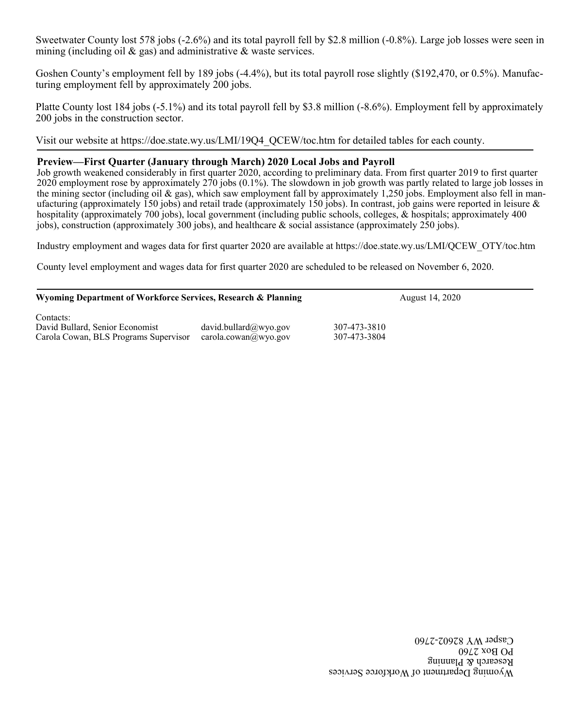Sweetwater County lost 578 jobs (-2.6%) and its total payroll fell by $2.8 million (-0.8%). Large job losses were seen in mining (including oil & gas) and administrative & waste services.

Goshen County's employment fell by 189 jobs (-4.4%), but its total payroll rose slightly ($192,470, or 0.5%). Manufacturing employment fell by approximately 200 jobs.

Platte County lost 184 jobs (-5.1%) and its total payroll fell by $3.8 million (-8.6%). Employment fell by approximately 200 jobs in the construction sector.

Visit our website at https://doe.state.wy.us/LMI/19Q4_QCEW/toc.htm for detailed tables for each county.

## Preview—First Quarter (January through March) 2020 Local Jobs and Payroll

Job growth weakened considerably in first quarter 2020, according to preliminary data. From first quarter 2019 to first quarter 2020 employment rose by approximately 270 jobs (0.1%). The slowdown in job growth was partly related to large job losses in the mining sector (including oil & gas), which saw employment fall by approximately 1,250 jobs. Employment also fell in manufacturing (approximately 150 jobs) and retail trade (approximately 150 jobs). In contrast, job gains were reported in leisure & hospitality (approximately 700 jobs), local government (including public schools, colleges, & hospitals; approximately 400 jobs), construction (approximately 300 jobs), and healthcare & social assistance (approximately 250 jobs).

Industry employment and wages data for first quarter 2020 are available at https://doe.state.wy.us/LMI/QCEW_OTY/toc.htm

County level employment and wages data for first quarter 2020 are scheduled to be released on November 6, 2020.

---

**Wyoming Department of Workforce Services, Research & Planning** August 14, 2020

Contacts:

| | | |
|---|---|---|
| David Bullard, Senior Economist | david.bullard@wyo.gov | 307-473-3810 |
| Carola Cowan, BLS Programs Supervisor | carola.cowan@wyo.gov | 307-473-3804 |

Wyoming Department of Workforce Services
Research & Planning
PO Box 2760
Casper WY 82602-2760